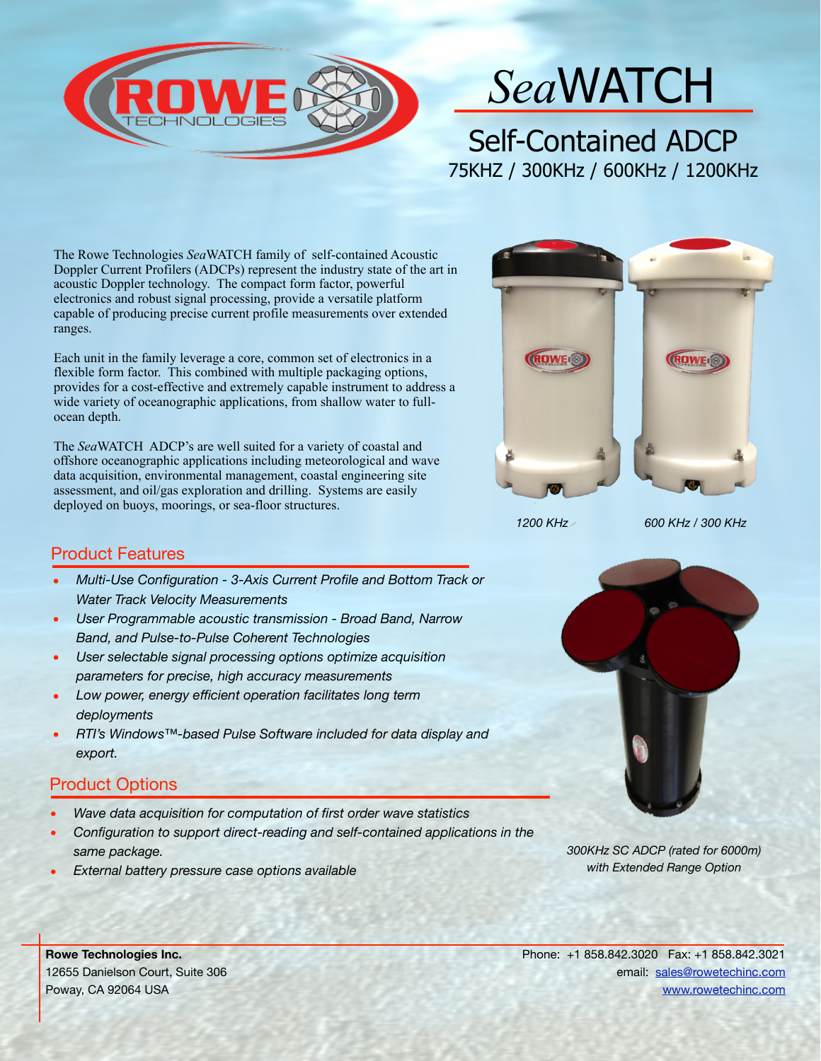# *Sea*WATCH

## Self-Contained ADCP

75KHZ / 300KHz / 600KHz / 1200KHz

The Rowe Technologies *Sea*WATCH family of self-contained Acoustic Doppler Current Profilers (ADCPs) represent the industry state of the art in acoustic Doppler technology. The compact form factor, powerful electronics and robust signal processing, provide a versatile platform capable of producing precise current profile measurements over extended ranges.

Each unit in the family leverage a core, common set of electronics in a flexible form factor. This combined with multiple packaging options, provides for a cost-effective and extremely capable instrument to address a wide variety of oceanographic applications, from shallow water to full-ocean depth.

The *Sea*WATCH ADCP's are well suited for a variety of coastal and offshore oceanographic applications including meteorological and wave data acquisition, environmental management, coastal engineering site assessment, and oil/gas exploration and drilling. Systems are easily deployed on buoys, moorings, or sea-floor structures.

*1200 KHz* *600 KHz / 300 KHz*

## Product Features

- *Multi-Use Configuration - 3-Axis Current Profile and Bottom Track or Water Track Velocity Measurements*
- *User Programmable acoustic transmission - Broad Band, Narrow Band, and Pulse-to-Pulse Coherent Technologies*
- *User selectable signal processing options optimize acquisition parameters for precise, high accuracy measurements*
- *Low power, energy efficient operation facilitates long term deployments*
- *RTI's Windows™-based Pulse Software included for data display and export.*

## Product Options

- *Wave data acquisition for computation of first order wave statistics*
- *Configuration to support direct-reading and self-contained applications in the same package.*
- *External battery pressure case options available*

*300KHz SC ADCP (rated for 6000m) with Extended Range Option*

**Rowe Technologies Inc.**
12655 Danielson Court, Suite 306
Poway, CA 92064 USA

Phone: +1 858.842.3020 Fax: +1 858.842.3021
email: sales@rowetechinc.com
www.rowetechinc.com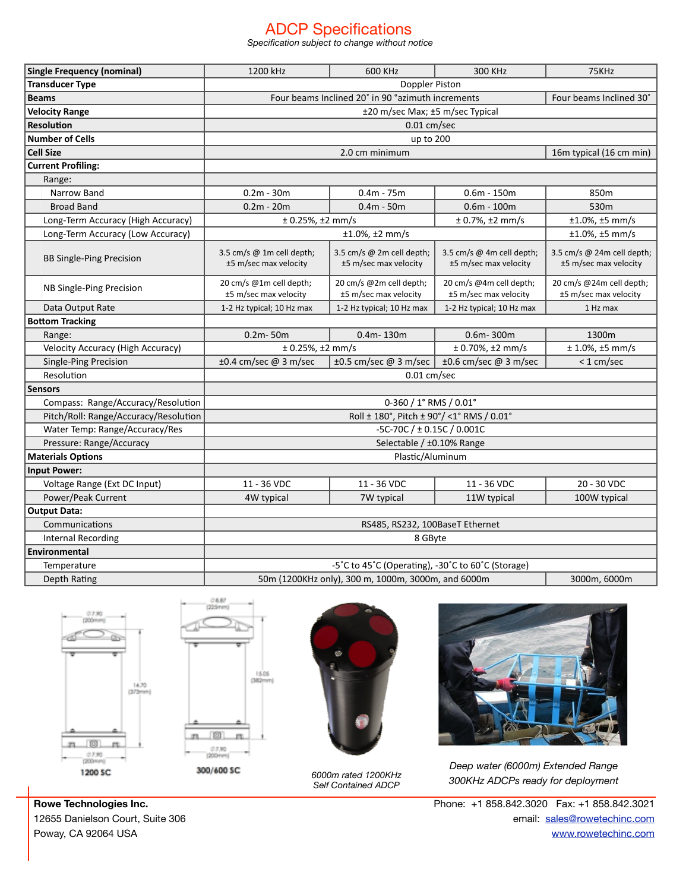# ADCP Specifications

*Specification subject to change without notice*

| Single Frequency (nominal) | 1200 kHz | 600 KHz | 300 KHz | 75KHz |
|---|---|---|---|---|
| **Transducer Type** | Doppler Piston | | | |
| **Beams** | Four beams Inclined 20˚ in 90 ˚azimuth increments | | | Four beams Inclined 30˚ |
| **Velocity Range** | ±20 m/sec Max; ±5 m/sec Typical | | | |
| **Resolution** | 0.01 cm/sec | | | |
| **Number of Cells** | up to 200 | | | |
| **Cell Size** | 2.0 cm minimum | | | 16m typical (16 cm min) |
| **Current Profiling:** | | | | |
| Range: | | | | |
| Narrow Band | 0.2m - 30m | 0.4m - 75m | 0.6m - 150m | 850m |
| Broad Band | 0.2m - 20m | 0.4m - 50m | 0.6m - 100m | 530m |
| Long-Term Accuracy (High Accuracy) | ± 0.25%, ±2 mm/s | | ± 0.7%, ±2 mm/s | ±1.0%, ±5 mm/s |
| Long-Term Accuracy (Low Accuracy) | ±1.0%, ±2 mm/s | | | ±1.0%, ±5 mm/s |
| BB Single-Ping Precision | 3.5 cm/s @ 1m cell depth; ±5 m/sec max velocity | 3.5 cm/s @ 2m cell depth; ±5 m/sec max velocity | 3.5 cm/s @ 4m cell depth; ±5 m/sec max velocity | 3.5 cm/s @ 24m cell depth; ±5 m/sec max velocity |
| NB Single-Ping Precision | 20 cm/s @1m cell depth; ±5 m/sec max velocity | 20 cm/s @2m cell depth; ±5 m/sec max velocity | 20 cm/s @4m cell depth; ±5 m/sec max velocity | 20 cm/s @24m cell depth; ±5 m/sec max velocity |
| Data Output Rate | 1-2 Hz typical; 10 Hz max | 1-2 Hz typical; 10 Hz max | 1-2 Hz typical; 10 Hz max | 1 Hz max |
| **Bottom Tracking** | | | | |
| Range: | 0.2m- 50m | 0.4m- 130m | 0.6m- 300m | 1300m |
| Velocity Accuracy (High Accuracy) | ± 0.25%, ±2 mm/s | | ± 0.70%, ±2 mm/s | ± 1.0%, ±5 mm/s |
| Single-Ping Precision | ±0.4 cm/sec @ 3 m/sec | ±0.5 cm/sec @ 3 m/sec | ±0.6 cm/sec @ 3 m/sec | < 1 cm/sec |
| Resolution | 0.01 cm/sec | | | |
| **Sensors** | | | | |
| Compass: Range/Accuracy/Resolution | 0-360 / 1° RMS / 0.01° | | | |
| Pitch/Roll: Range/Accuracy/Resolution | Roll ± 180°, Pitch ± 90°/ <1° RMS / 0.01° | | | |
| Water Temp: Range/Accuracy/Res | -5C-70C / ± 0.15C / 0.001C | | | |
| Pressure: Range/Accuracy | Selectable / ±0.10% Range | | | |
| **Materials Options** | Plastic/Aluminum | | | |
| **Input Power:** | | | | |
| Voltage Range (Ext DC Input) | 11 - 36 VDC | 11 - 36 VDC | 11 - 36 VDC | 20 - 30 VDC |
| Power/Peak Current | 4W typical | 7W typical | 11W typical | 100W typical |
| **Output Data:** | | | | |
| Communications | RS485, RS232, 100BaseT Ethernet | | | |
| Internal Recording | 8 GByte | | | |
| **Environmental** | | | | |
| Temperature | -5˚C to 45˚C (Operating), -30˚C to 60˚C (Storage) | | | |
| Depth Rating | 50m (1200KHz only), 300 m, 1000m, 3000m, and 6000m | | | 3000m, 6000m |

7.90 (200mm)
14.70 (373mm)
7.90 (200mm)
1200 SC

8.87 (225mm)
15.05 (382mm)
7.90 (200mm)
300/600 SC

*6000m rated 1200KHz Self Contained ADCP*

*Deep water (6000m) Extended Range 300KHz ADCPs ready for deployment*

**Rowe Technologies Inc.**
12655 Danielson Court, Suite 306
Poway, CA 92064 USA

Phone: +1 858.842.3020 Fax: +1 858.842.3021
email: sales@rowetechinc.com
www.rowetechinc.com